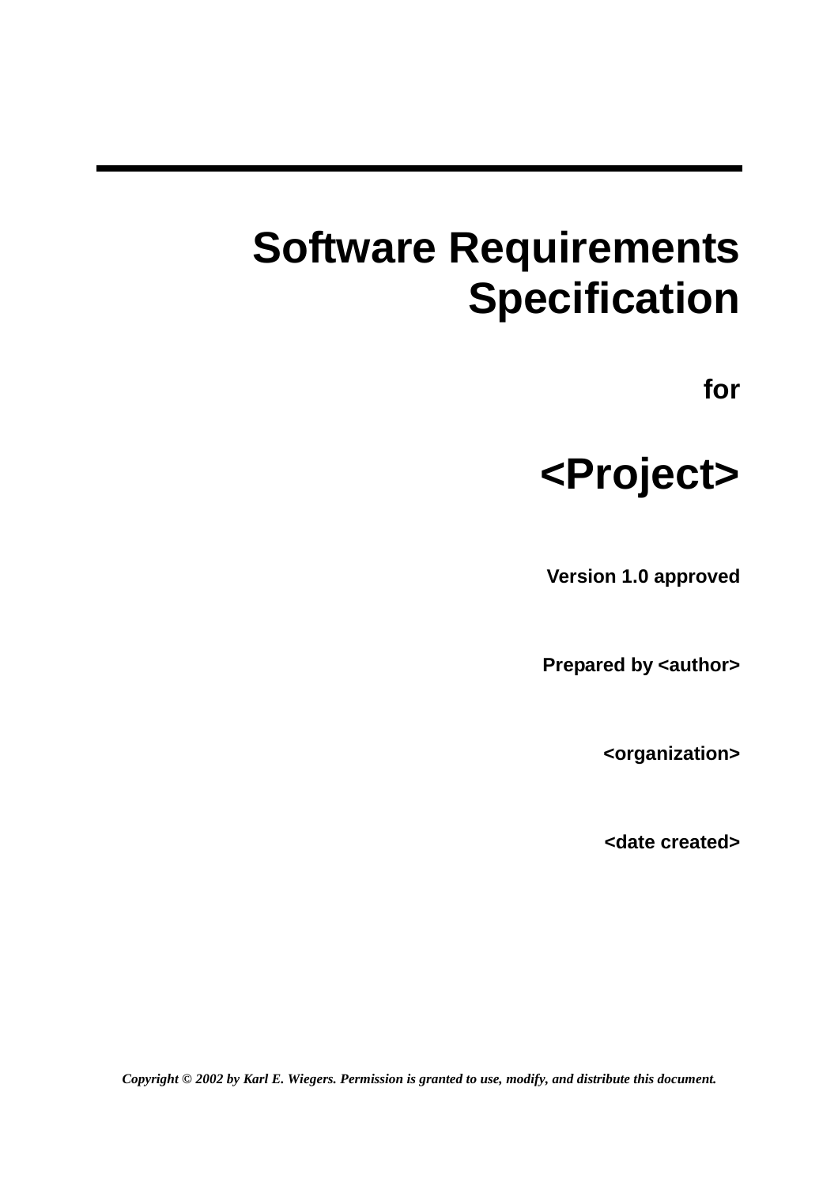# Software Requirements Specification

**for**

# <Project>

**Version 1.0 approved**

**Prepared by <author>**

**<organization>**

**<date created>**

***Copyright © 2002 by Karl E. Wiegers. Permission is granted to use, modify, and distribute this document.***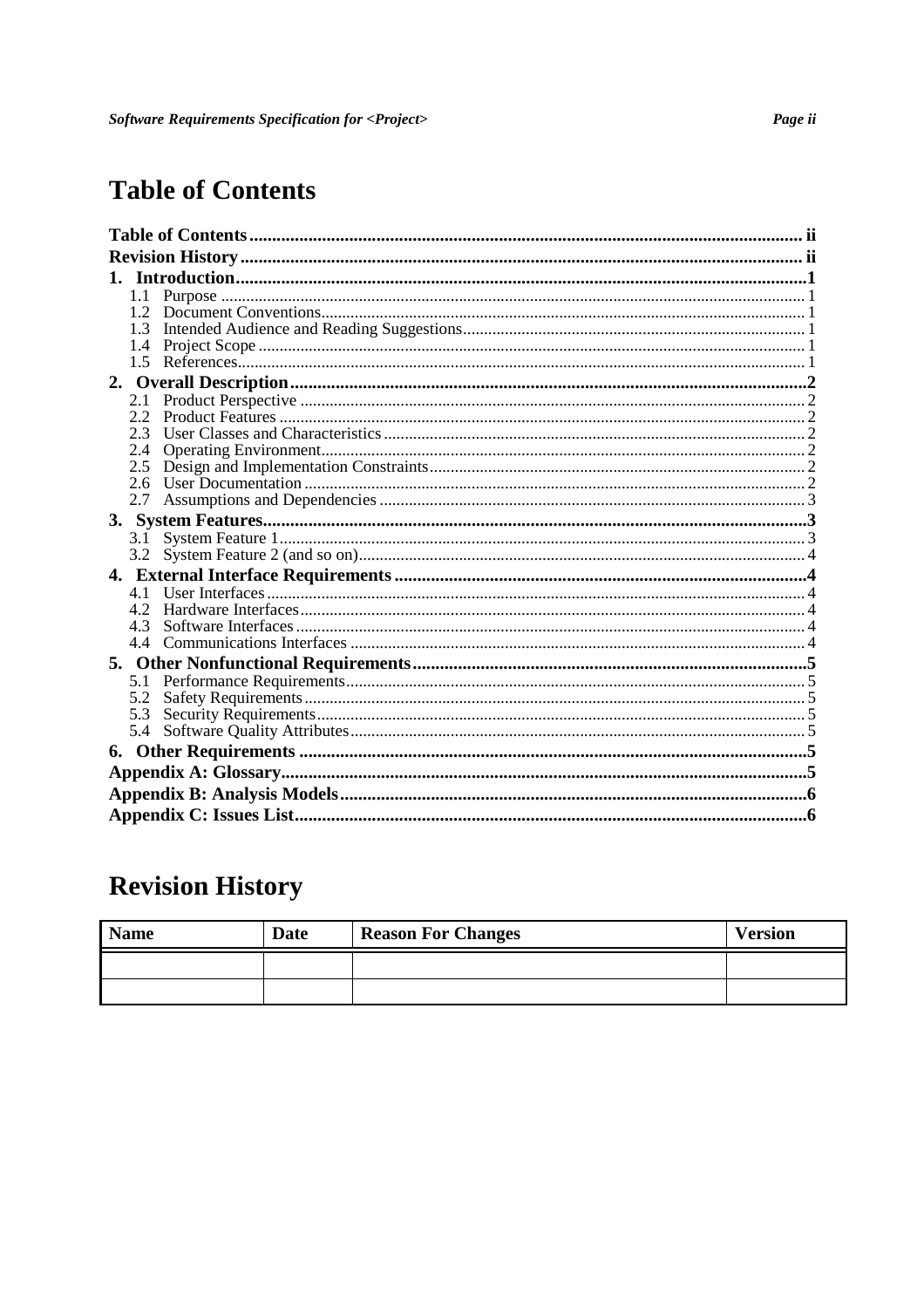# Table of Contents

**Table of Contents** ........ ii
**Revision History** ........ ii
**1. Introduction** ........ 1
- 1.1 Purpose ........ 1
- 1.2 Document Conventions ........ 1
- 1.3 Intended Audience and Reading Suggestions ........ 1
- 1.4 Project Scope ........ 1
- 1.5 References ........ 1

**2. Overall Description** ........ 2
- 2.1 Product Perspective ........ 2
- 2.2 Product Features ........ 2
- 2.3 User Classes and Characteristics ........ 2
- 2.4 Operating Environment ........ 2
- 2.5 Design and Implementation Constraints ........ 2
- 2.6 User Documentation ........ 2
- 2.7 Assumptions and Dependencies ........ 3

**3. System Features** ........ 3
- 3.1 System Feature 1 ........ 3
- 3.2 System Feature 2 (and so on) ........ 4

**4. External Interface Requirements** ........ 4
- 4.1 User Interfaces ........ 4
- 4.2 Hardware Interfaces ........ 4
- 4.3 Software Interfaces ........ 4
- 4.4 Communications Interfaces ........ 4

**5. Other Nonfunctional Requirements** ........ 5
- 5.1 Performance Requirements ........ 5
- 5.2 Safety Requirements ........ 5
- 5.3 Security Requirements ........ 5
- 5.4 Software Quality Attributes ........ 5

**6. Other Requirements** ........ 5
**Appendix A: Glossary** ........ 5
**Appendix B: Analysis Models** ........ 6
**Appendix C: Issues List** ........ 6

# Revision History

| Name | Date | Reason For Changes | Version |
|---|---|---|---|
| | | | |
| | | | |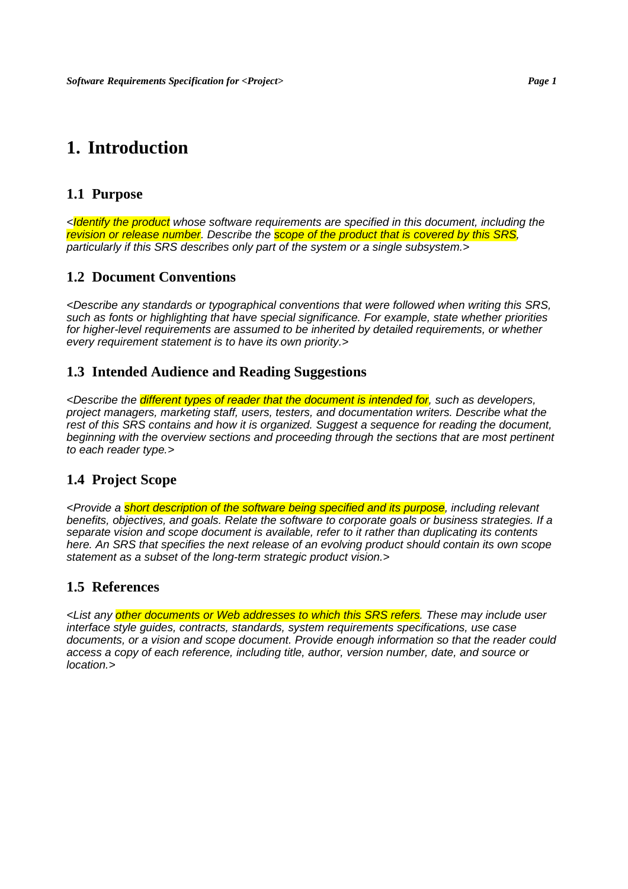# 1. Introduction

## 1.1 Purpose

*<Identify the product whose software requirements are specified in this document, including the revision or release number. Describe the scope of the product that is covered by this SRS, particularly if this SRS describes only part of the system or a single subsystem.>*

## 1.2 Document Conventions

*<Describe any standards or typographical conventions that were followed when writing this SRS, such as fonts or highlighting that have special significance. For example, state whether priorities for higher-level requirements are assumed to be inherited by detailed requirements, or whether every requirement statement is to have its own priority.>*

## 1.3 Intended Audience and Reading Suggestions

*<Describe the different types of reader that the document is intended for, such as developers, project managers, marketing staff, users, testers, and documentation writers. Describe what the rest of this SRS contains and how it is organized. Suggest a sequence for reading the document, beginning with the overview sections and proceeding through the sections that are most pertinent to each reader type.>*

## 1.4 Project Scope

*<Provide a short description of the software being specified and its purpose, including relevant benefits, objectives, and goals. Relate the software to corporate goals or business strategies. If a separate vision and scope document is available, refer to it rather than duplicating its contents here. An SRS that specifies the next release of an evolving product should contain its own scope statement as a subset of the long-term strategic product vision.>*

## 1.5 References

*<List any other documents or Web addresses to which this SRS refers. These may include user interface style guides, contracts, standards, system requirements specifications, use case documents, or a vision and scope document. Provide enough information so that the reader could access a copy of each reference, including title, author, version number, date, and source or location.>*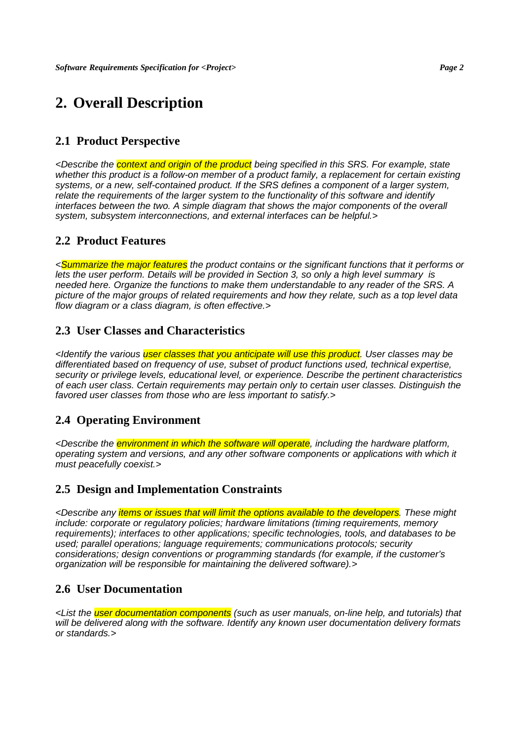# 2. Overall Description

## 2.1 Product Perspective

*<Describe the context and origin of the product being specified in this SRS. For example, state whether this product is a follow-on member of a product family, a replacement for certain existing systems, or a new, self-contained product. If the SRS defines a component of a larger system, relate the requirements of the larger system to the functionality of this software and identify interfaces between the two. A simple diagram that shows the major components of the overall system, subsystem interconnections, and external interfaces can be helpful.>*

## 2.2 Product Features

*<Summarize the major features the product contains or the significant functions that it performs or lets the user perform. Details will be provided in Section 3, so only a high level summary is needed here. Organize the functions to make them understandable to any reader of the SRS. A picture of the major groups of related requirements and how they relate, such as a top level data flow diagram or a class diagram, is often effective.>*

## 2.3 User Classes and Characteristics

*<Identify the various user classes that you anticipate will use this product. User classes may be differentiated based on frequency of use, subset of product functions used, technical expertise, security or privilege levels, educational level, or experience. Describe the pertinent characteristics of each user class. Certain requirements may pertain only to certain user classes. Distinguish the favored user classes from those who are less important to satisfy.>*

## 2.4 Operating Environment

*<Describe the environment in which the software will operate, including the hardware platform, operating system and versions, and any other software components or applications with which it must peacefully coexist.>*

## 2.5 Design and Implementation Constraints

*<Describe any items or issues that will limit the options available to the developers. These might include: corporate or regulatory policies; hardware limitations (timing requirements, memory requirements); interfaces to other applications; specific technologies, tools, and databases to be used; parallel operations; language requirements; communications protocols; security considerations; design conventions or programming standards (for example, if the customer's organization will be responsible for maintaining the delivered software).>*

## 2.6 User Documentation

*<List the user documentation components (such as user manuals, on-line help, and tutorials) that will be delivered along with the software. Identify any known user documentation delivery formats or standards.>*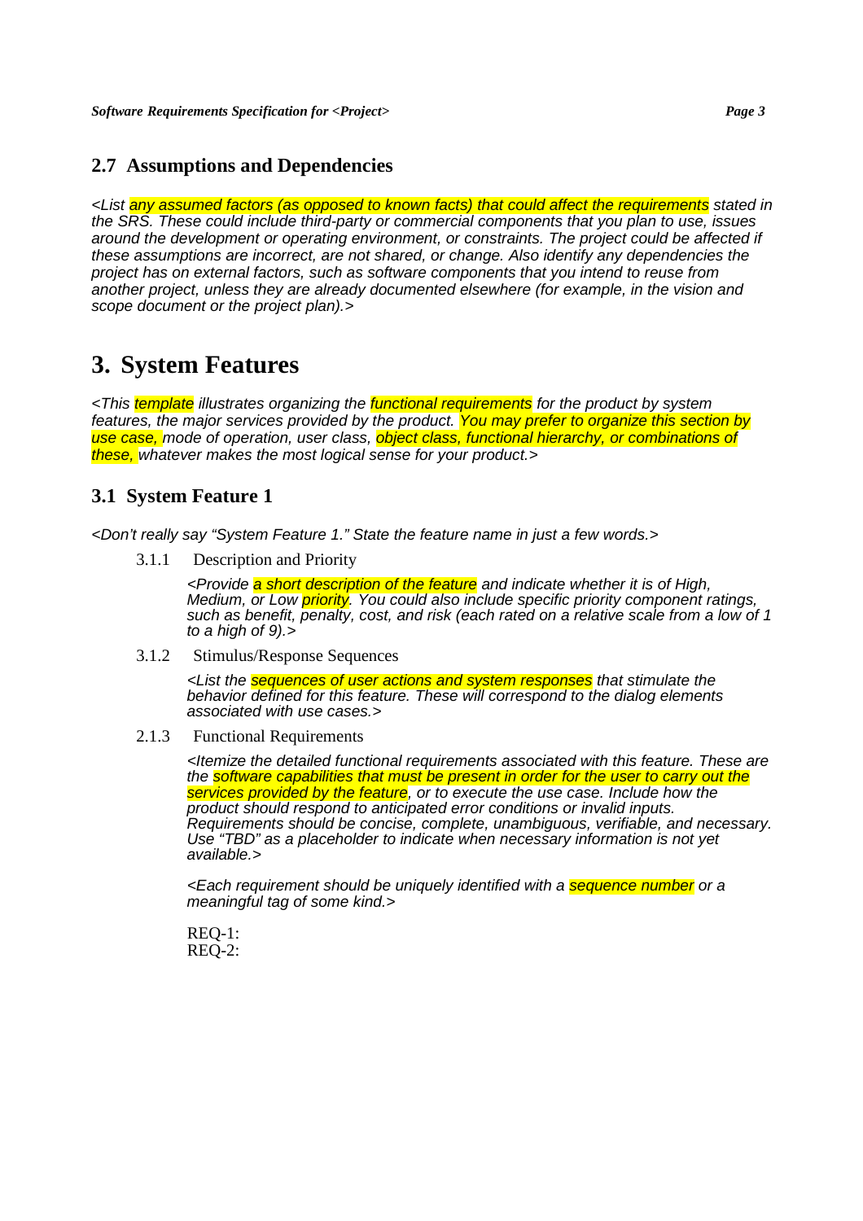## 2.7 Assumptions and Dependencies

*<List any assumed factors (as opposed to known facts) that could affect the requirements stated in the SRS. These could include third-party or commercial components that you plan to use, issues around the development or operating environment, or constraints. The project could be affected if these assumptions are incorrect, are not shared, or change. Also identify any dependencies the project has on external factors, such as software components that you intend to reuse from another project, unless they are already documented elsewhere (for example, in the vision and scope document or the project plan).>*

# 3. System Features

*<This template illustrates organizing the functional requirements for the product by system features, the major services provided by the product. You may prefer to organize this section by use case, mode of operation, user class, object class, functional hierarchy, or combinations of these, whatever makes the most logical sense for your product.>*

## 3.1 System Feature 1

*<Don't really say "System Feature 1." State the feature name in just a few words.>*

### 3.1.1 Description and Priority

*<Provide a short description of the feature and indicate whether it is of High, Medium, or Low priority. You could also include specific priority component ratings, such as benefit, penalty, cost, and risk (each rated on a relative scale from a low of 1 to a high of 9).>*

### 3.1.2 Stimulus/Response Sequences

*<List the sequences of user actions and system responses that stimulate the behavior defined for this feature. These will correspond to the dialog elements associated with use cases.>*

### 2.1.3 Functional Requirements

*<Itemize the detailed functional requirements associated with this feature. These are the software capabilities that must be present in order for the user to carry out the services provided by the feature, or to execute the use case. Include how the product should respond to anticipated error conditions or invalid inputs. Requirements should be concise, complete, unambiguous, verifiable, and necessary. Use "TBD" as a placeholder to indicate when necessary information is not yet available.>*

*<Each requirement should be uniquely identified with a sequence number or a meaningful tag of some kind.>*

REQ-1:
REQ-2: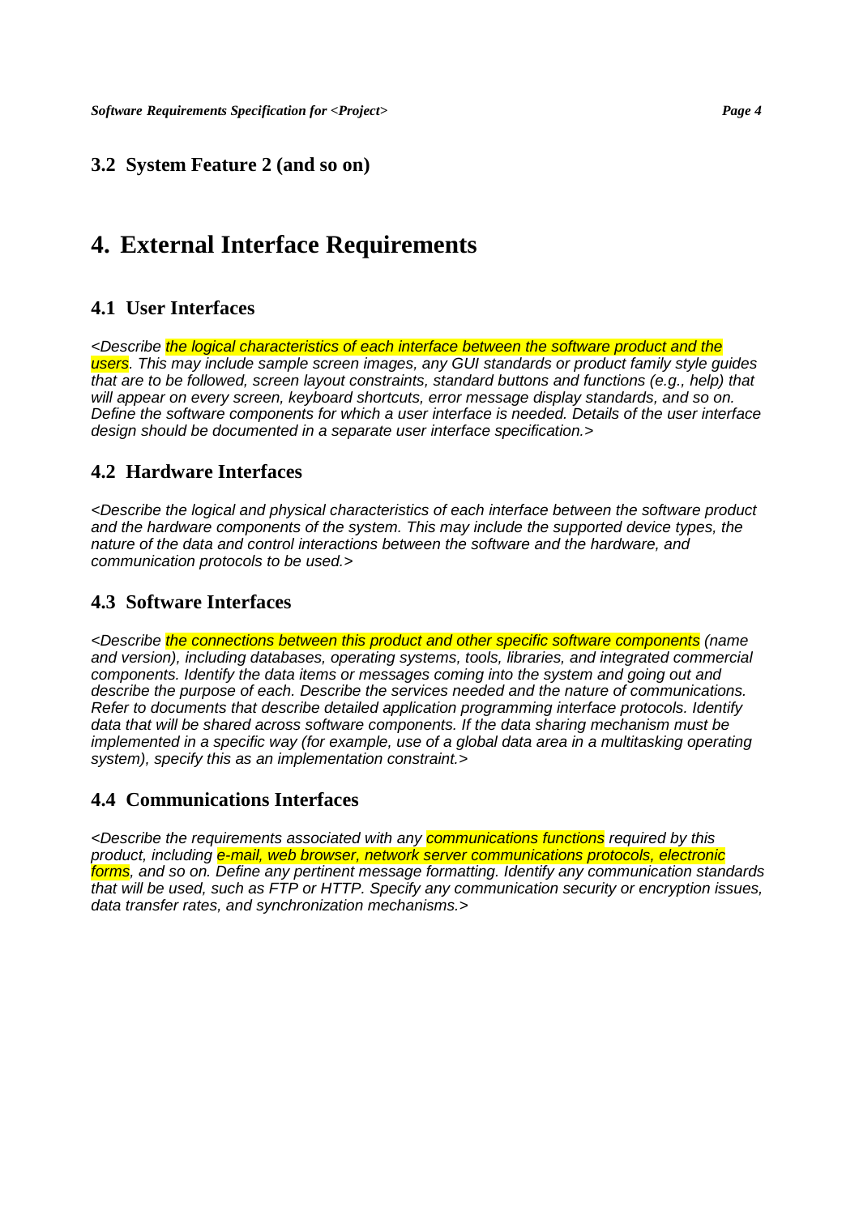### 3.2 System Feature 2 (and so on)

## 4. External Interface Requirements

### 4.1 User Interfaces

*<Describe the logical characteristics of each interface between the software product and the users. This may include sample screen images, any GUI standards or product family style guides that are to be followed, screen layout constraints, standard buttons and functions (e.g., help) that will appear on every screen, keyboard shortcuts, error message display standards, and so on. Define the software components for which a user interface is needed. Details of the user interface design should be documented in a separate user interface specification.>*

### 4.2 Hardware Interfaces

*<Describe the logical and physical characteristics of each interface between the software product and the hardware components of the system. This may include the supported device types, the nature of the data and control interactions between the software and the hardware, and communication protocols to be used.>*

### 4.3 Software Interfaces

*<Describe the connections between this product and other specific software components (name and version), including databases, operating systems, tools, libraries, and integrated commercial components. Identify the data items or messages coming into the system and going out and describe the purpose of each. Describe the services needed and the nature of communications. Refer to documents that describe detailed application programming interface protocols. Identify data that will be shared across software components. If the data sharing mechanism must be implemented in a specific way (for example, use of a global data area in a multitasking operating system), specify this as an implementation constraint.>*

### 4.4 Communications Interfaces

*<Describe the requirements associated with any communications functions required by this product, including e-mail, web browser, network server communications protocols, electronic forms, and so on. Define any pertinent message formatting. Identify any communication standards that will be used, such as FTP or HTTP. Specify any communication security or encryption issues, data transfer rates, and synchronization mechanisms.>*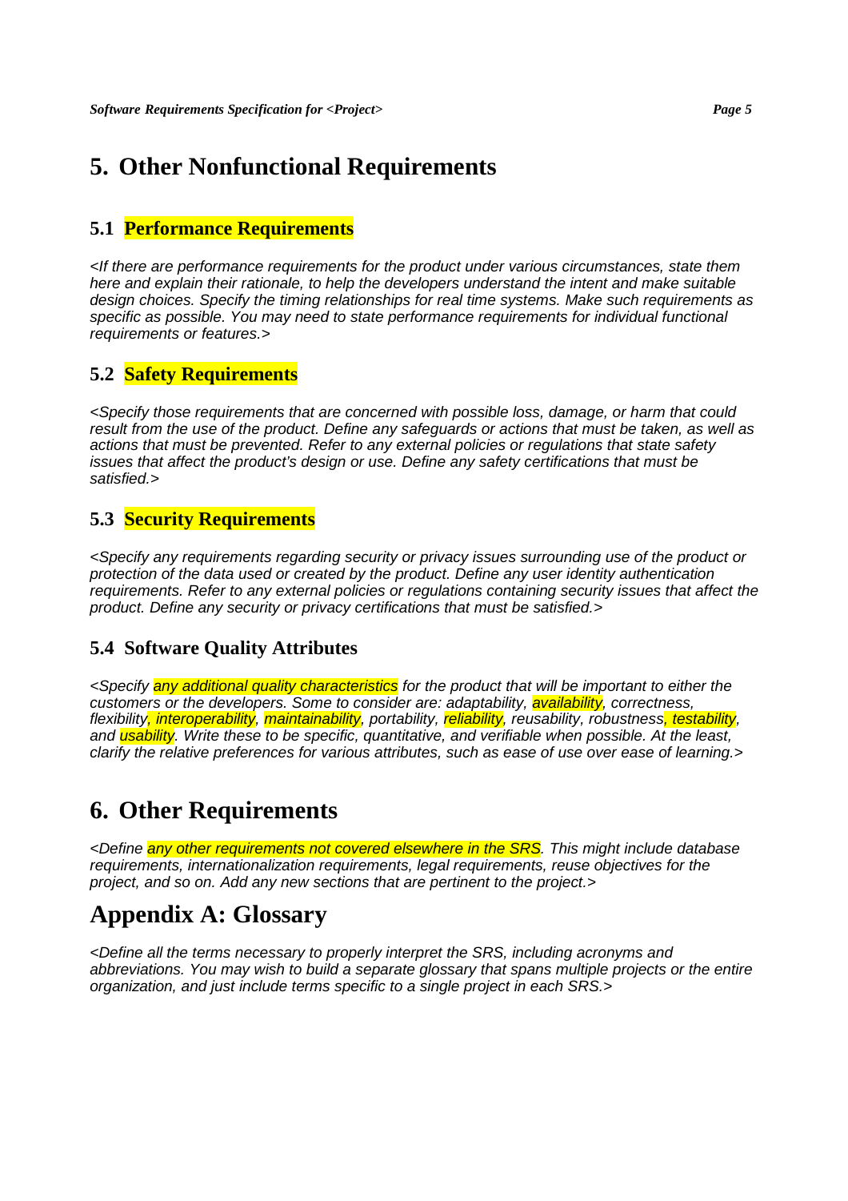# 5. Other Nonfunctional Requirements

## 5.1 Performance Requirements

*<If there are performance requirements for the product under various circumstances, state them here and explain their rationale, to help the developers understand the intent and make suitable design choices. Specify the timing relationships for real time systems. Make such requirements as specific as possible. You may need to state performance requirements for individual functional requirements or features.>*

## 5.2 Safety Requirements

*<Specify those requirements that are concerned with possible loss, damage, or harm that could result from the use of the product. Define any safeguards or actions that must be taken, as well as actions that must be prevented. Refer to any external policies or regulations that state safety issues that affect the product's design or use. Define any safety certifications that must be satisfied.>*

## 5.3 Security Requirements

*<Specify any requirements regarding security or privacy issues surrounding use of the product or protection of the data used or created by the product. Define any user identity authentication requirements. Refer to any external policies or regulations containing security issues that affect the product. Define any security or privacy certifications that must be satisfied.>*

## 5.4 Software Quality Attributes

*<Specify any additional quality characteristics for the product that will be important to either the customers or the developers. Some to consider are: adaptability, availability, correctness, flexibility, interoperability, maintainability, portability, reliability, reusability, robustness, testability, and usability. Write these to be specific, quantitative, and verifiable when possible. At the least, clarify the relative preferences for various attributes, such as ease of use over ease of learning.>*

# 6. Other Requirements

*<Define any other requirements not covered elsewhere in the SRS. This might include database requirements, internationalization requirements, legal requirements, reuse objectives for the project, and so on. Add any new sections that are pertinent to the project.>*

# Appendix A: Glossary

*<Define all the terms necessary to properly interpret the SRS, including acronyms and abbreviations. You may wish to build a separate glossary that spans multiple projects or the entire organization, and just include terms specific to a single project in each SRS.>*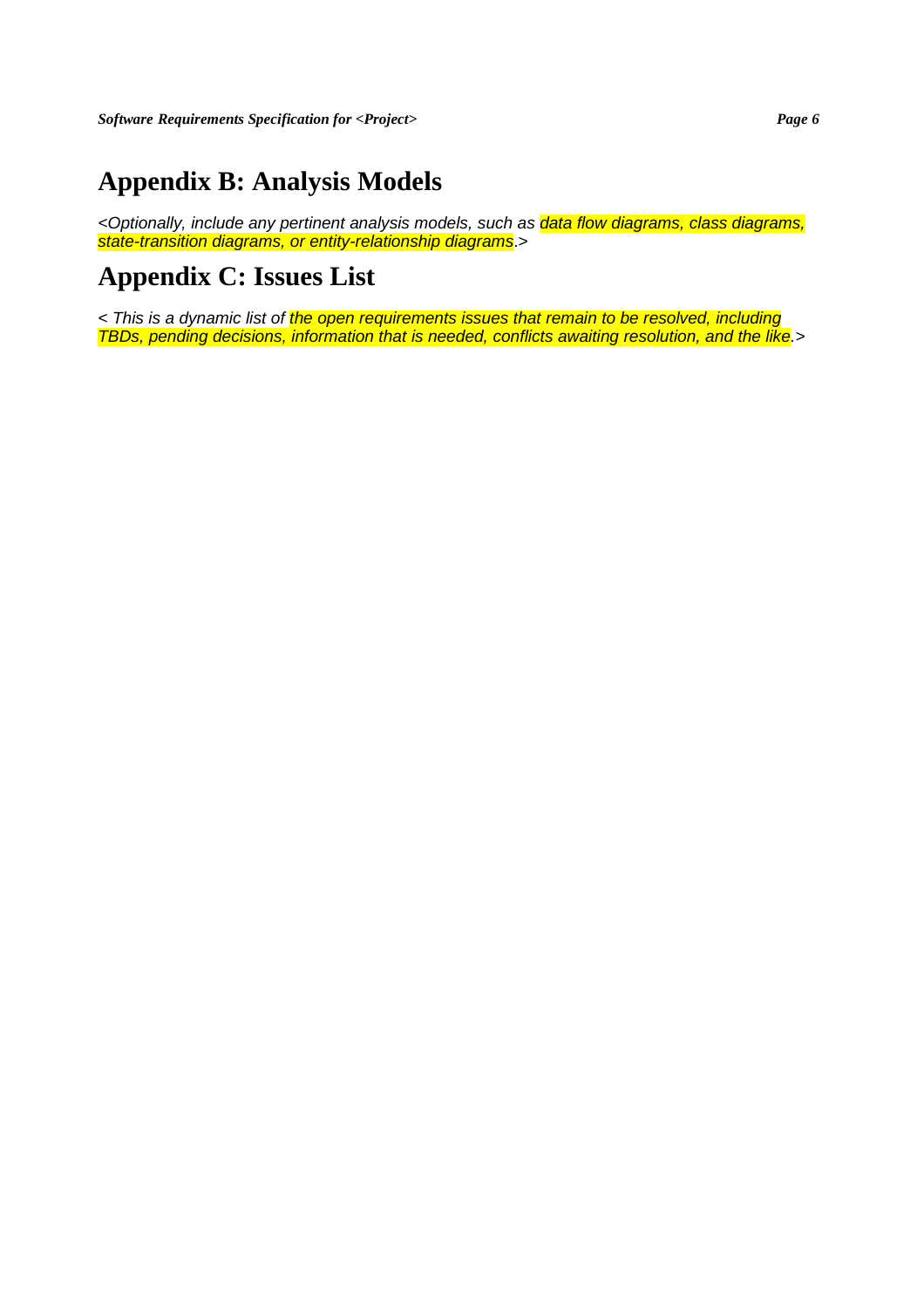# Appendix B: Analysis Models

*<Optionally, include any pertinent analysis models, such as data flow diagrams, class diagrams, state-transition diagrams, or entity-relationship diagrams.>*

# Appendix C: Issues List

*< This is a dynamic list of the open requirements issues that remain to be resolved, including TBDs, pending decisions, information that is needed, conflicts awaiting resolution, and the like.>*